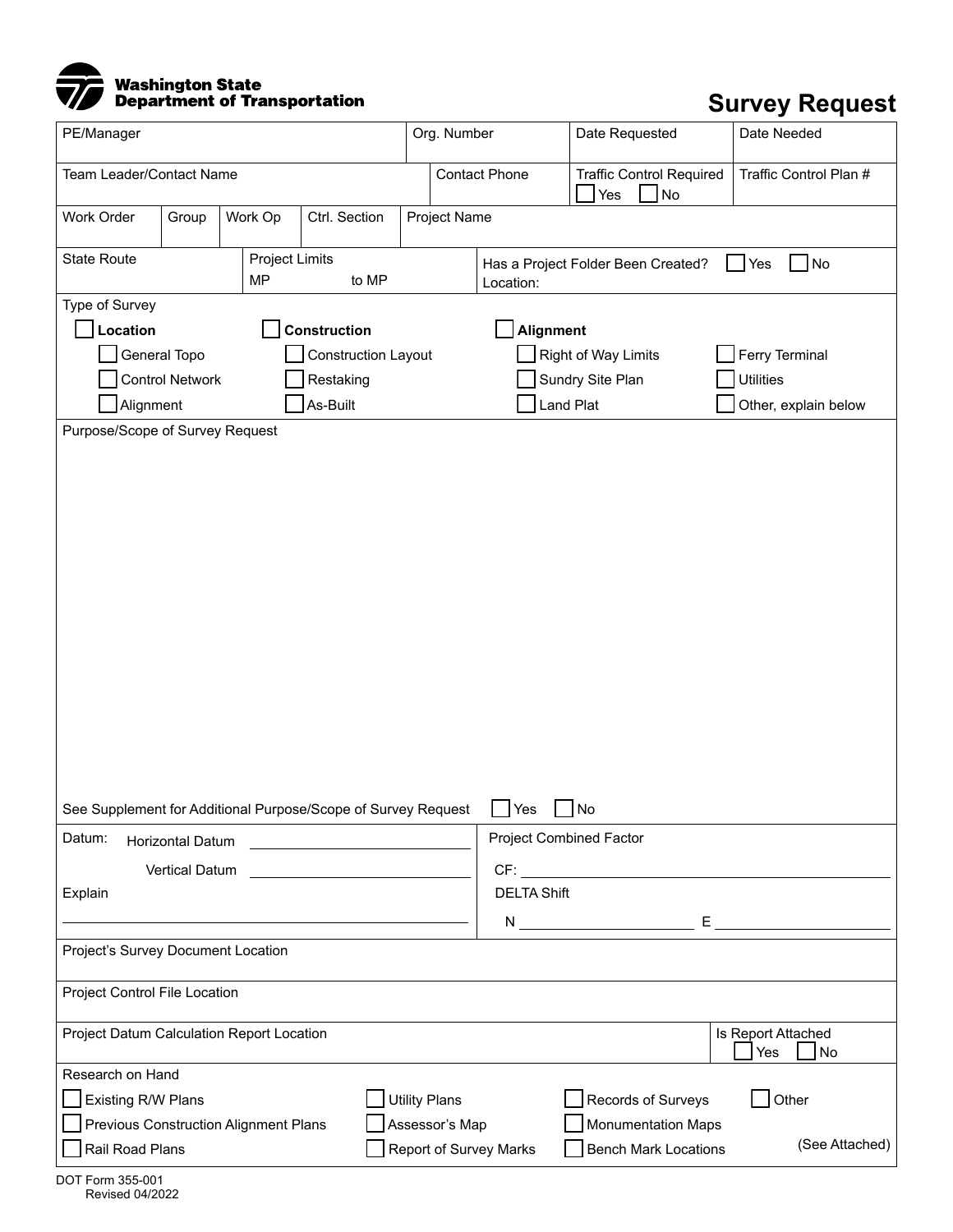Washington State Department of Transportation

# Survey Request

| PE/Manager | Org. Number | Date Requested | Date Needed |
|---|---|---|---|
| | | | |

| Team Leader/Contact Name | Contact Phone | Traffic Control Required ☐ Yes ☐ No | Traffic Control Plan # |
|---|---|---|---|
| | | | |

| Work Order | Group | Work Op | Ctrl. Section | Project Name |
|---|---|---|---|---|
| | | | | |

| State Route | Project Limits MP to MP | Has a Project Folder Been Created? ☐ Yes ☐ No Location: |
|---|---|---|
| | | |

**Type of Survey**

| ☐ **Location** | ☐ **Construction** | ☐ **Alignment** | |
|---|---|---|---|
| ☐ General Topo | ☐ Construction Layout | ☐ Right of Way Limits | ☐ Ferry Terminal |
| ☐ Control Network | ☐ Restaking | ☐ Sundry Site Plan | ☐ Utilities |
| ☐ Alignment | ☐ As-Built | ☐ Land Plat | ☐ Other, explain below |

**Purpose/Scope of Survey Request**

See Supplement for Additional Purpose/Scope of Survey Request ☐ Yes ☐ No

| Datum: | Project Combined Factor |
|---|---|
| Horizontal Datum ______________ | CF: ______________ |
| Vertical Datum ______________ | DELTA Shift |
| Explain ______________ | N ______________ E ______________ |

Project's Survey Document Location

Project Control File Location

| Project Datum Calculation Report Location | Is Report Attached ☐ Yes ☐ No |
|---|---|
| | |

**Research on Hand**

| | | | |
|---|---|---|---|
| ☐ Existing R/W Plans | ☐ Utility Plans | ☐ Records of Surveys | ☐ Other |
| ☐ Previous Construction Alignment Plans | ☐ Assessor's Map | ☐ Monumentation Maps | |
| ☐ Rail Road Plans | ☐ Report of Survey Marks | ☐ Bench Mark Locations | (See Attached) |

DOT Form 355-001
Revised 04/2022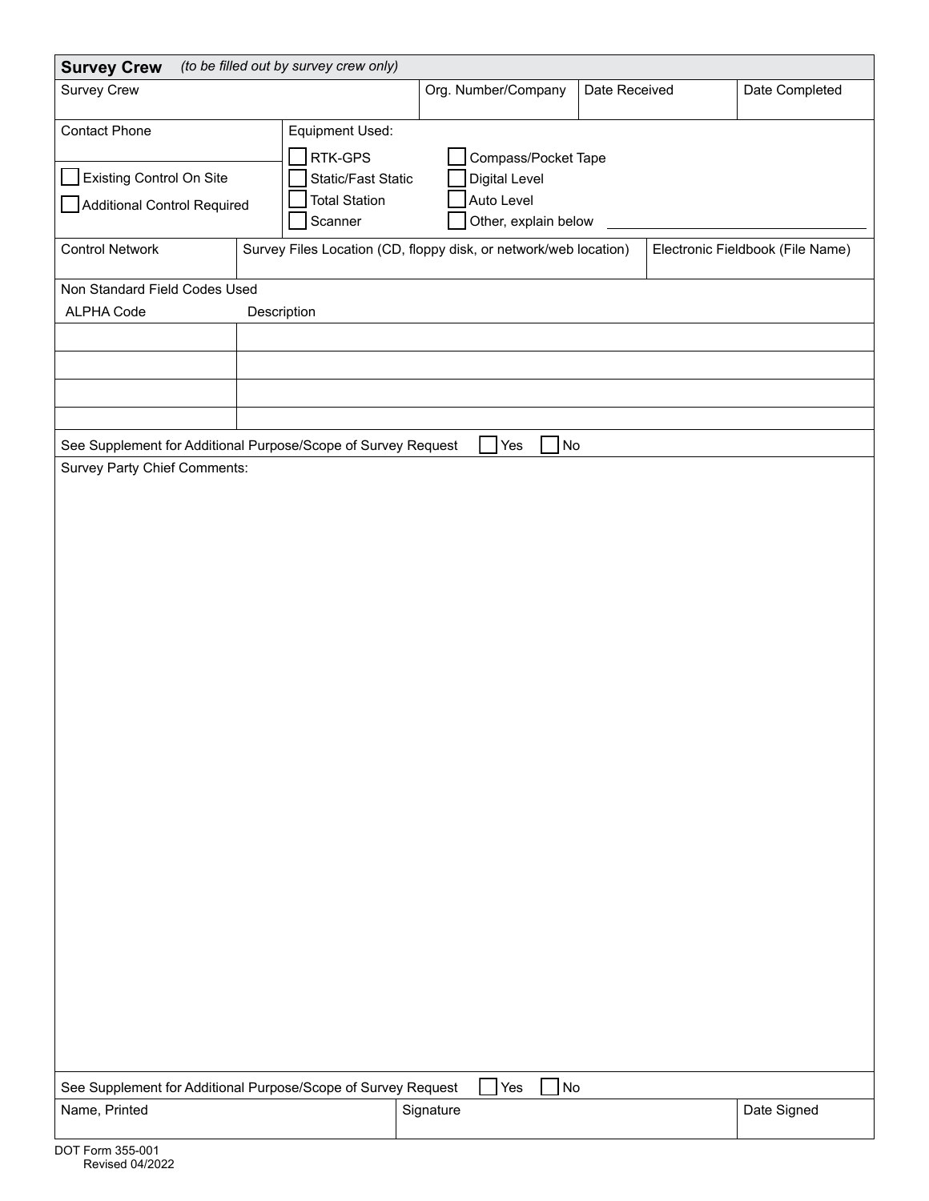## Survey Crew *(to be filled out by survey crew only)*

| Survey Crew | Org. Number/Company | Date Received | Date Completed |
|---|---|---|---|
| | | | |

| Contact Phone | Equipment Used: | |
|---|---|---|
| | ☐ RTK-GPS | ☐ Compass/Pocket Tape |
| ☐ Existing Control On Site | ☐ Static/Fast Static | ☐ Digital Level |
| ☐ Additional Control Required | ☐ Total Station | ☐ Auto Level |
| | ☐ Scanner | ☐ Other, explain below ______________________ |

| Control Network | Survey Files Location (CD, floppy disk, or network/web location) | Electronic Fieldbook (File Name) |
|---|---|---|
| | | |

Non Standard Field Codes Used

| ALPHA Code | Description |
|---|---|
| | |
| | |
| | |
| | |

See Supplement for Additional Purpose/Scope of Survey Request ☐ Yes ☐ No

Survey Party Chief Comments:

See Supplement for Additional Purpose/Scope of Survey Request ☐ Yes ☐ No

| Name, Printed | Signature | Date Signed |
|---|---|---|
| | | |

DOT Form 355-001
Revised 04/2022